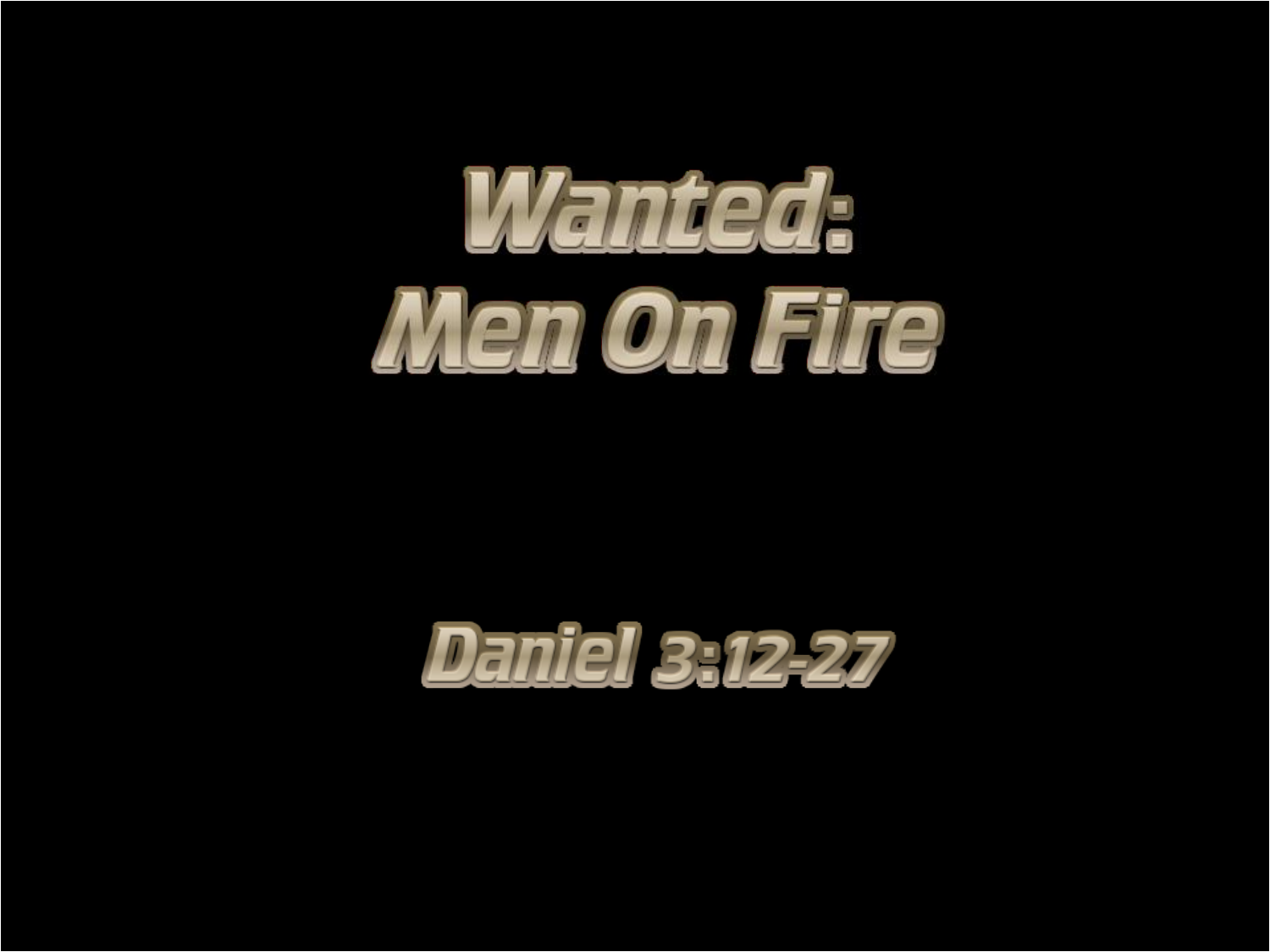# Wanted: Men On Fire

## Daniel 3:12-27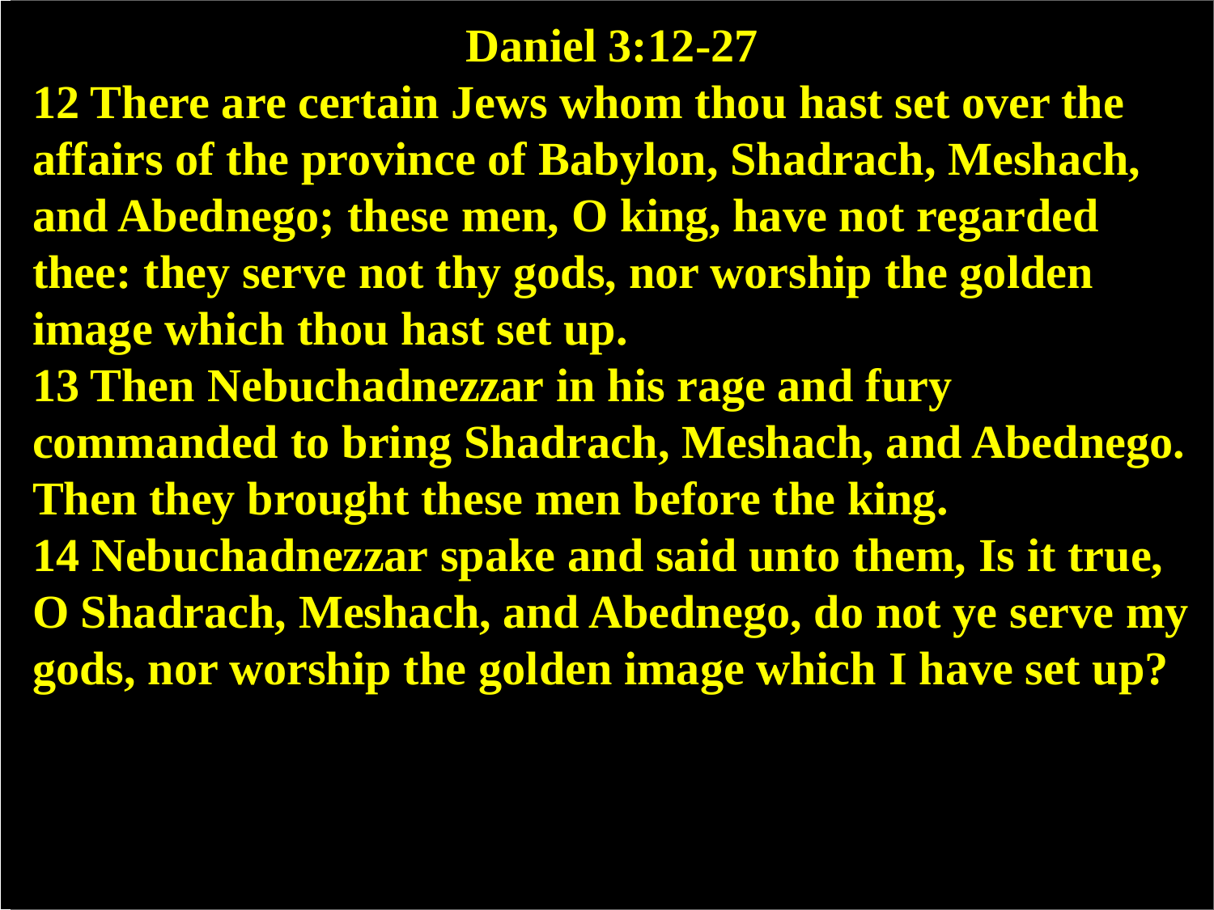# Daniel 3:12-27

**12 There are certain Jews whom thou hast set over the affairs of the province of Babylon, Shadrach, Meshach, and Abednego; these men, O king, have not regarded thee: they serve not thy gods, nor worship the golden image which thou hast set up.**

**13 Then Nebuchadnezzar in his rage and fury commanded to bring Shadrach, Meshach, and Abednego. Then they brought these men before the king.**

**14 Nebuchadnezzar spake and said unto them, Is it true, O Shadrach, Meshach, and Abednego, do not ye serve my gods, nor worship the golden image which I have set up?**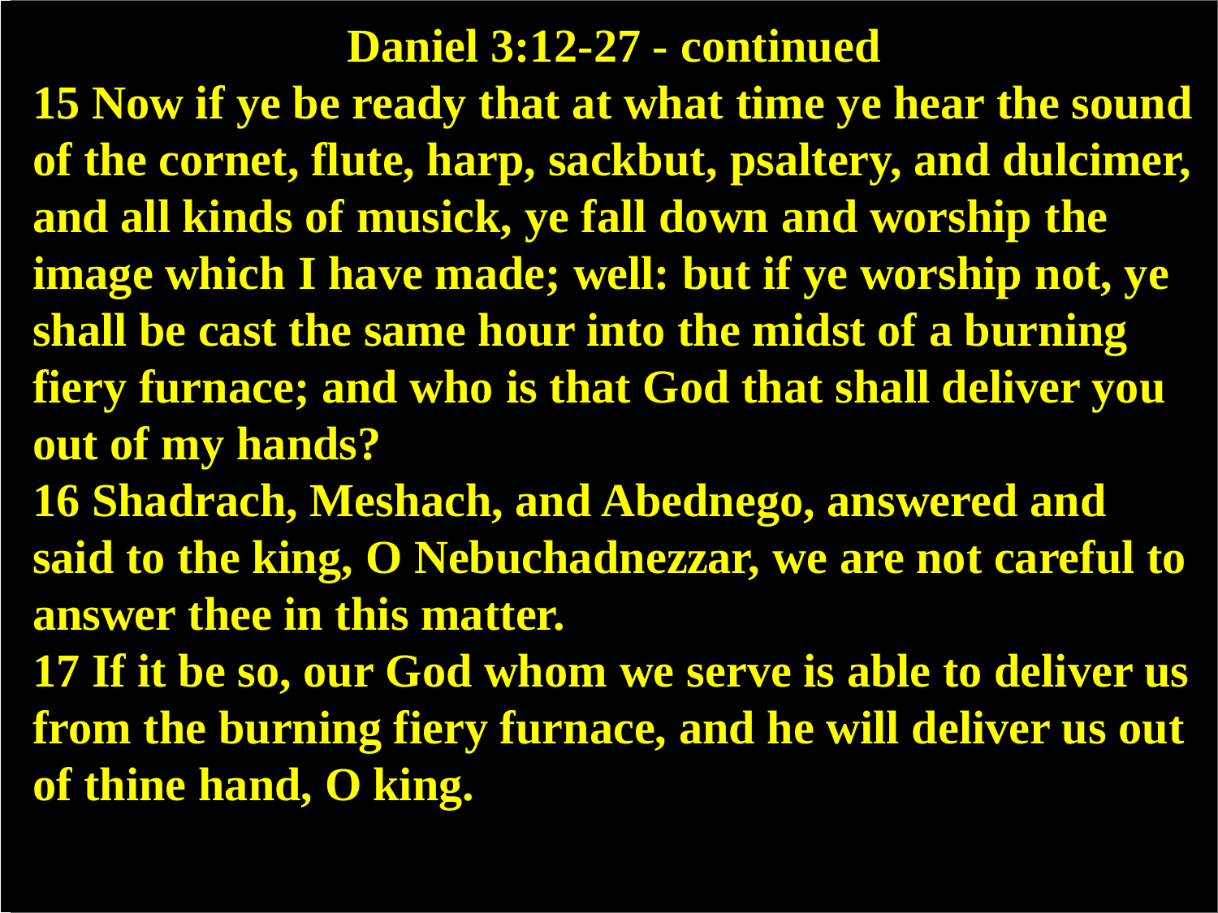# Daniel 3:12-27 - continued

**15 Now if ye be ready that at what time ye hear the sound of the cornet, flute, harp, sackbut, psaltery, and dulcimer, and all kinds of musick, ye fall down and worship the image which I have made; well: but if ye worship not, ye shall be cast the same hour into the midst of a burning fiery furnace; and who is that God that shall deliver you out of my hands?**

**16 Shadrach, Meshach, and Abednego, answered and said to the king, O Nebuchadnezzar, we are not careful to answer thee in this matter.**

**17 If it be so, our God whom we serve is able to deliver us from the burning fiery furnace, and he will deliver us out of thine hand, O king.**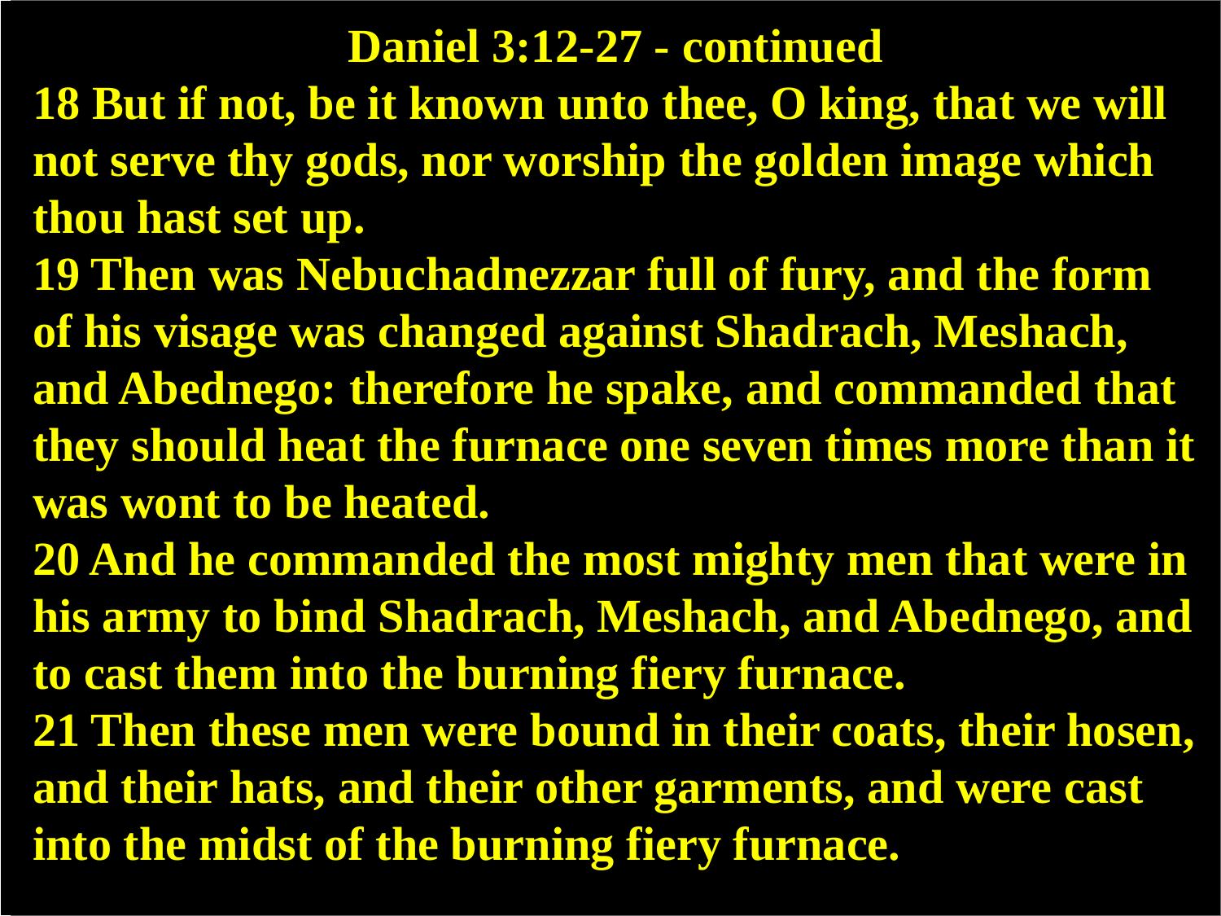## Daniel 3:12-27 - continued

**18 But if not, be it known unto thee, O king, that we will not serve thy gods, nor worship the golden image which thou hast set up.**

**19 Then was Nebuchadnezzar full of fury, and the form of his visage was changed against Shadrach, Meshach, and Abednego: therefore he spake, and commanded that they should heat the furnace one seven times more than it was wont to be heated.**

**20 And he commanded the most mighty men that were in his army to bind Shadrach, Meshach, and Abednego, and to cast them into the burning fiery furnace.**

**21 Then these men were bound in their coats, their hosen, and their hats, and their other garments, and were cast into the midst of the burning fiery furnace.**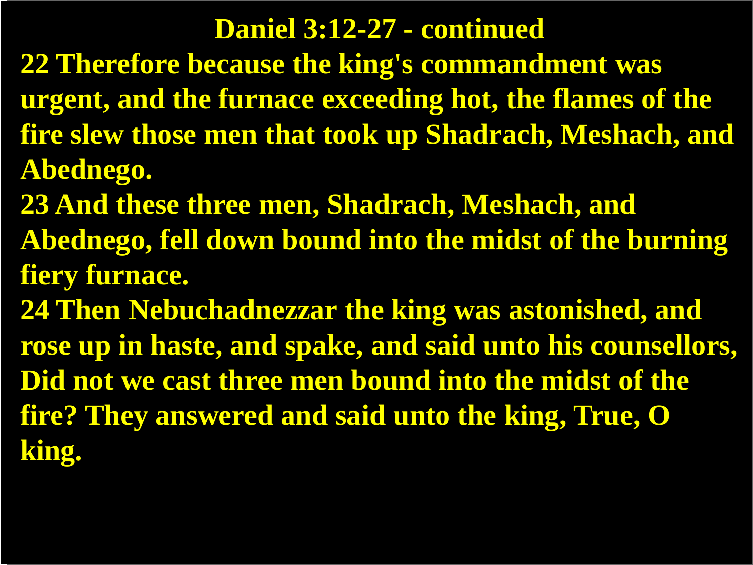## Daniel 3:12-27 - continued

**22 Therefore because the king's commandment was urgent, and the furnace exceeding hot, the flames of the fire slew those men that took up Shadrach, Meshach, and Abednego.**

**23 And these three men, Shadrach, Meshach, and Abednego, fell down bound into the midst of the burning fiery furnace.**

**24 Then Nebuchadnezzar the king was astonished, and rose up in haste, and spake, and said unto his counsellors, Did not we cast three men bound into the midst of the fire? They answered and said unto the king, True, O king.**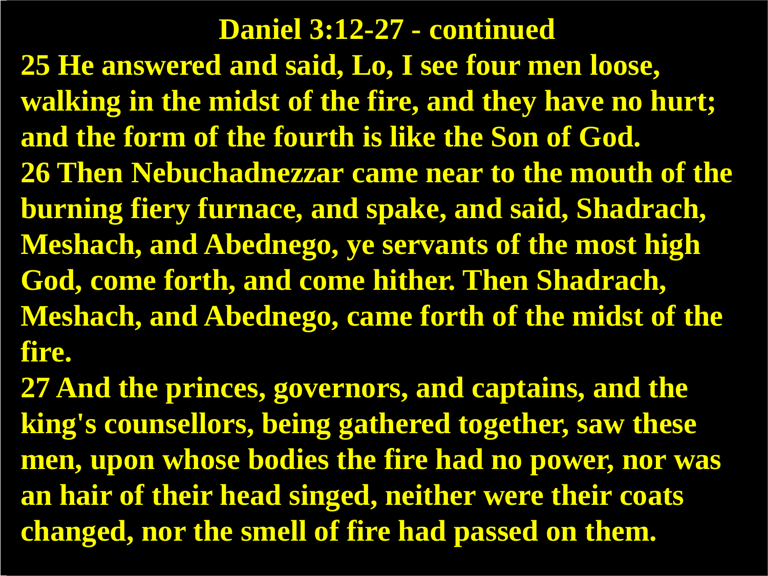# Daniel 3:12-27 - continued

**25 He answered and said, Lo, I see four men loose, walking in the midst of the fire, and they have no hurt; and the form of the fourth is like the Son of God.**

**26 Then Nebuchadnezzar came near to the mouth of the burning fiery furnace, and spake, and said, Shadrach, Meshach, and Abednego, ye servants of the most high God, come forth, and come hither. Then Shadrach, Meshach, and Abednego, came forth of the midst of the fire.**

**27 And the princes, governors, and captains, and the king's counsellors, being gathered together, saw these men, upon whose bodies the fire had no power, nor was an hair of their head singed, neither were their coats changed, nor the smell of fire had passed on them.**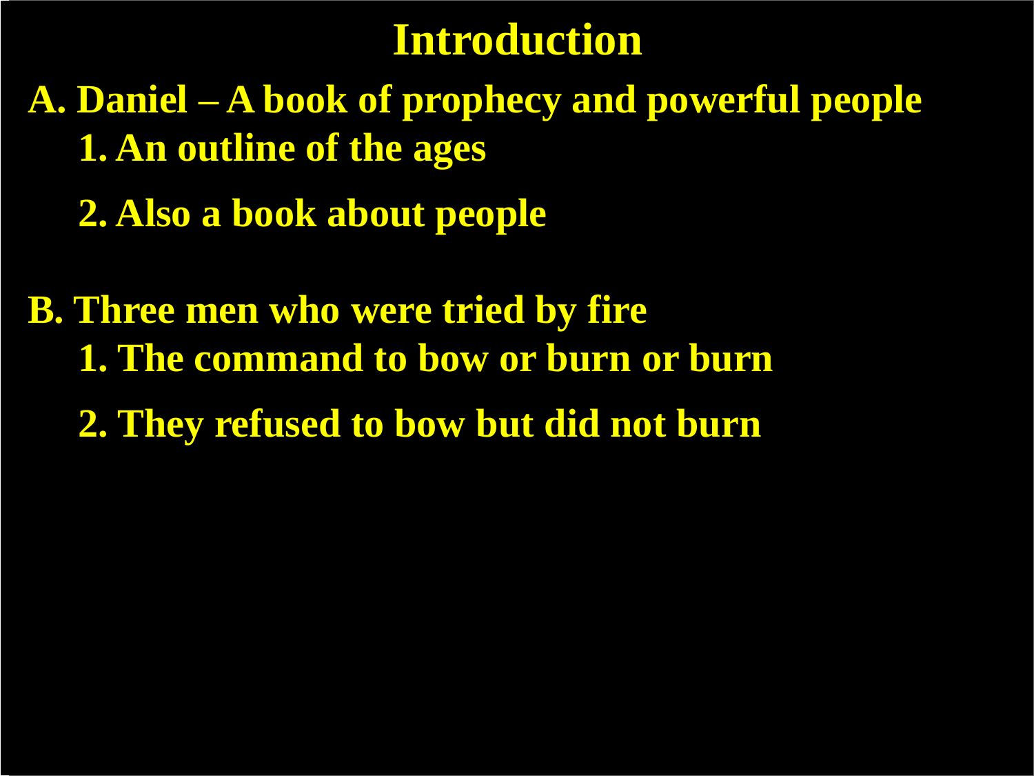# Introduction

**A. Daniel – A book of prophecy and powerful people**

1. **An outline of the ages**
2. **Also a book about people**

**B. Three men who were tried by fire**

1. **The command to bow or burn or burn**
2. **They refused to bow but did not burn**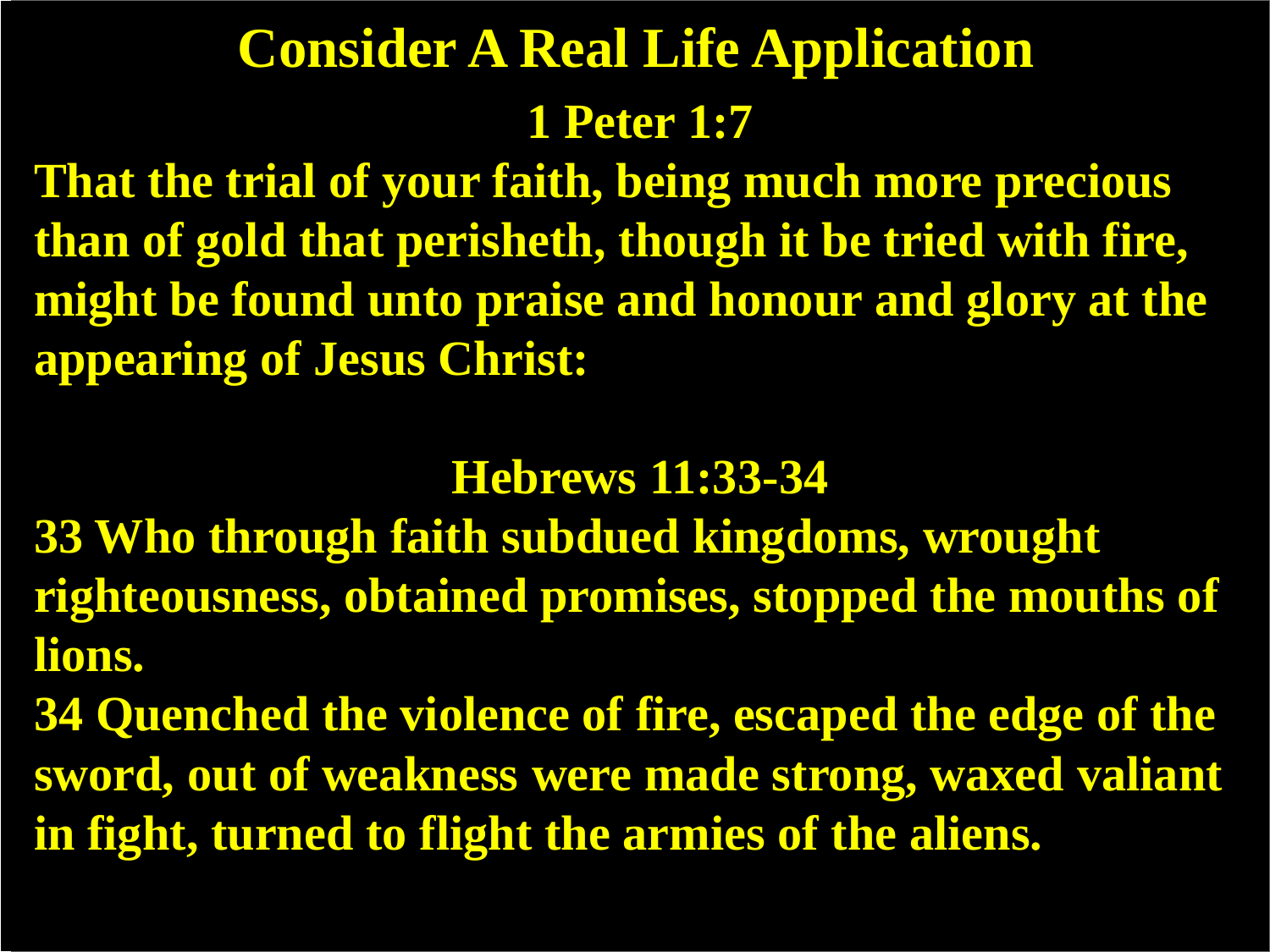# Consider A Real Life Application

## 1 Peter 1:7

**That the trial of your faith, being much more precious than of gold that perisheth, though it be tried with fire, might be found unto praise and honour and glory at the appearing of Jesus Christ:**

## Hebrews 11:33-34

**33 Who through faith subdued kingdoms, wrought righteousness, obtained promises, stopped the mouths of lions.**

**34 Quenched the violence of fire, escaped the edge of the sword, out of weakness were made strong, waxed valiant in fight, turned to flight the armies of the aliens.**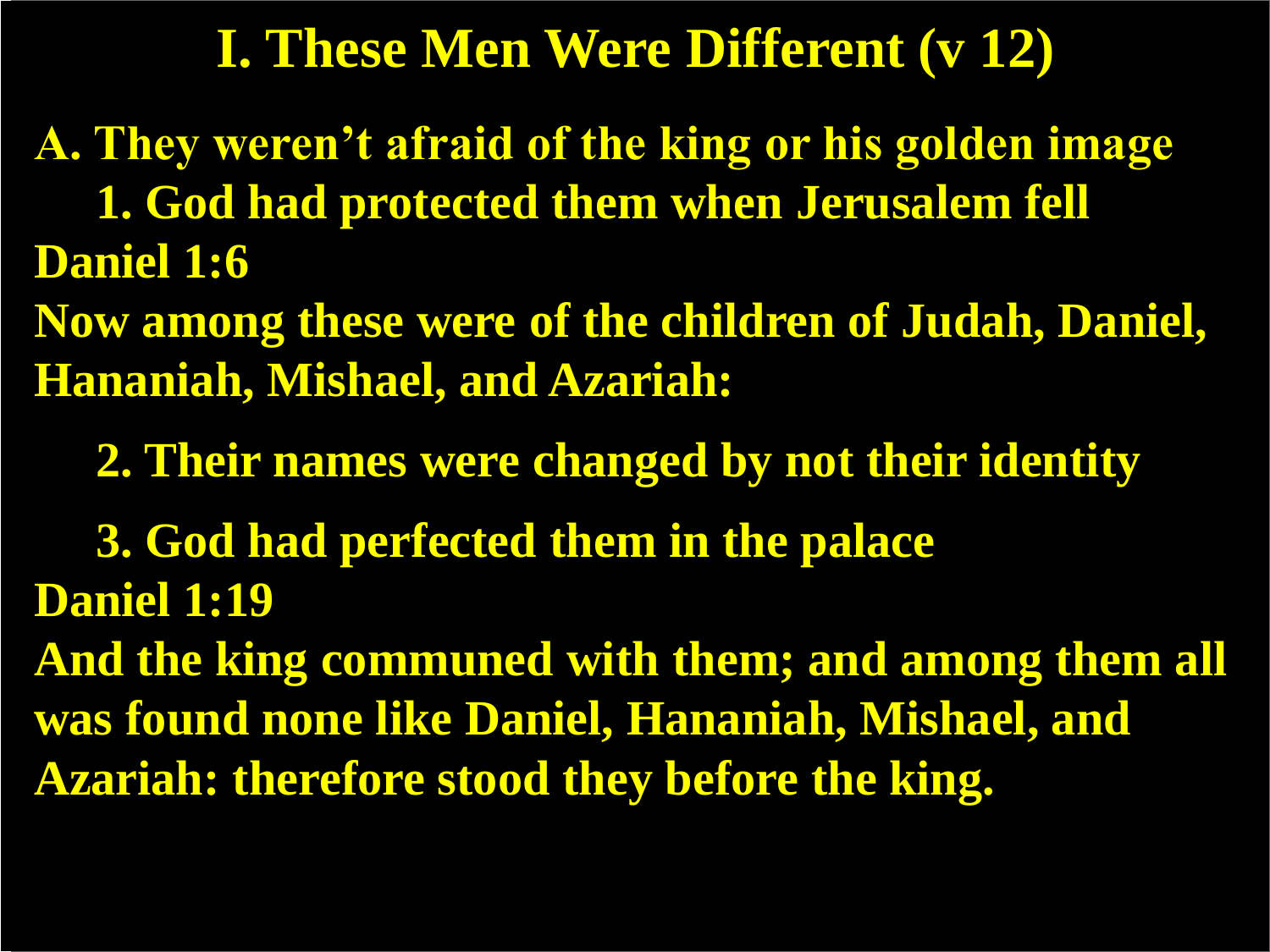# I. These Men Were Different (v 12)

**A. They weren't afraid of the king or his golden image**

**1. God had protected them when Jerusalem fell**

**Daniel 1:6**

**Now among these were of the children of Judah, Daniel, Hananiah, Mishael, and Azariah:**

**2. Their names were changed by not their identity**

**3. God had perfected them in the palace**

**Daniel 1:19**

**And the king communed with them; and among them all was found none like Daniel, Hananiah, Mishael, and Azariah: therefore stood they before the king.**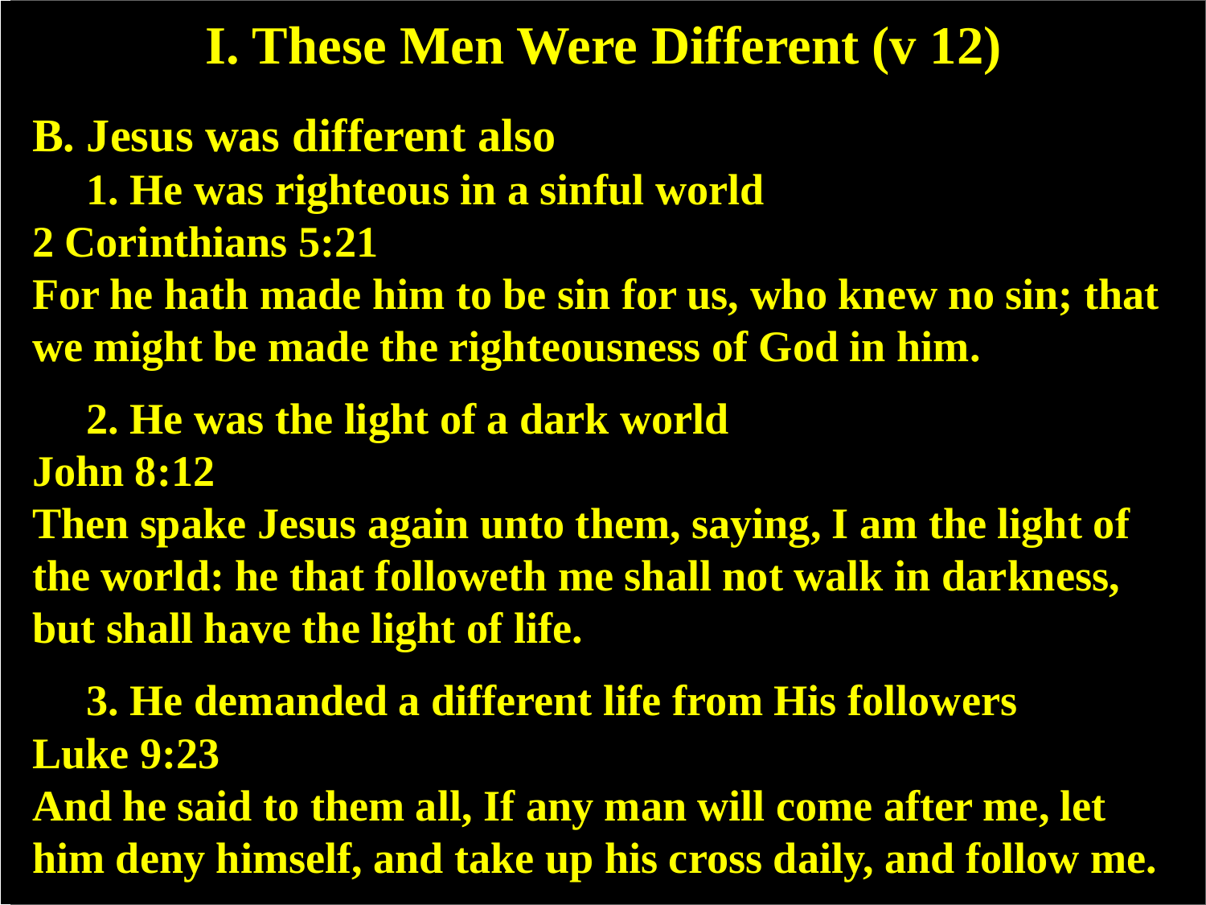# I. These Men Were Different (v 12)

**B. Jesus was different also**

**1. He was righteous in a sinful world**

**2 Corinthians 5:21**

**For he hath made him to be sin for us, who knew no sin; that we might be made the righteousness of God in him.**

**2. He was the light of a dark world**

**John 8:12**

**Then spake Jesus again unto them, saying, I am the light of the world: he that followeth me shall not walk in darkness, but shall have the light of life.**

**3. He demanded a different life from His followers**

**Luke 9:23**

**And he said to them all, If any man will come after me, let him deny himself, and take up his cross daily, and follow me.**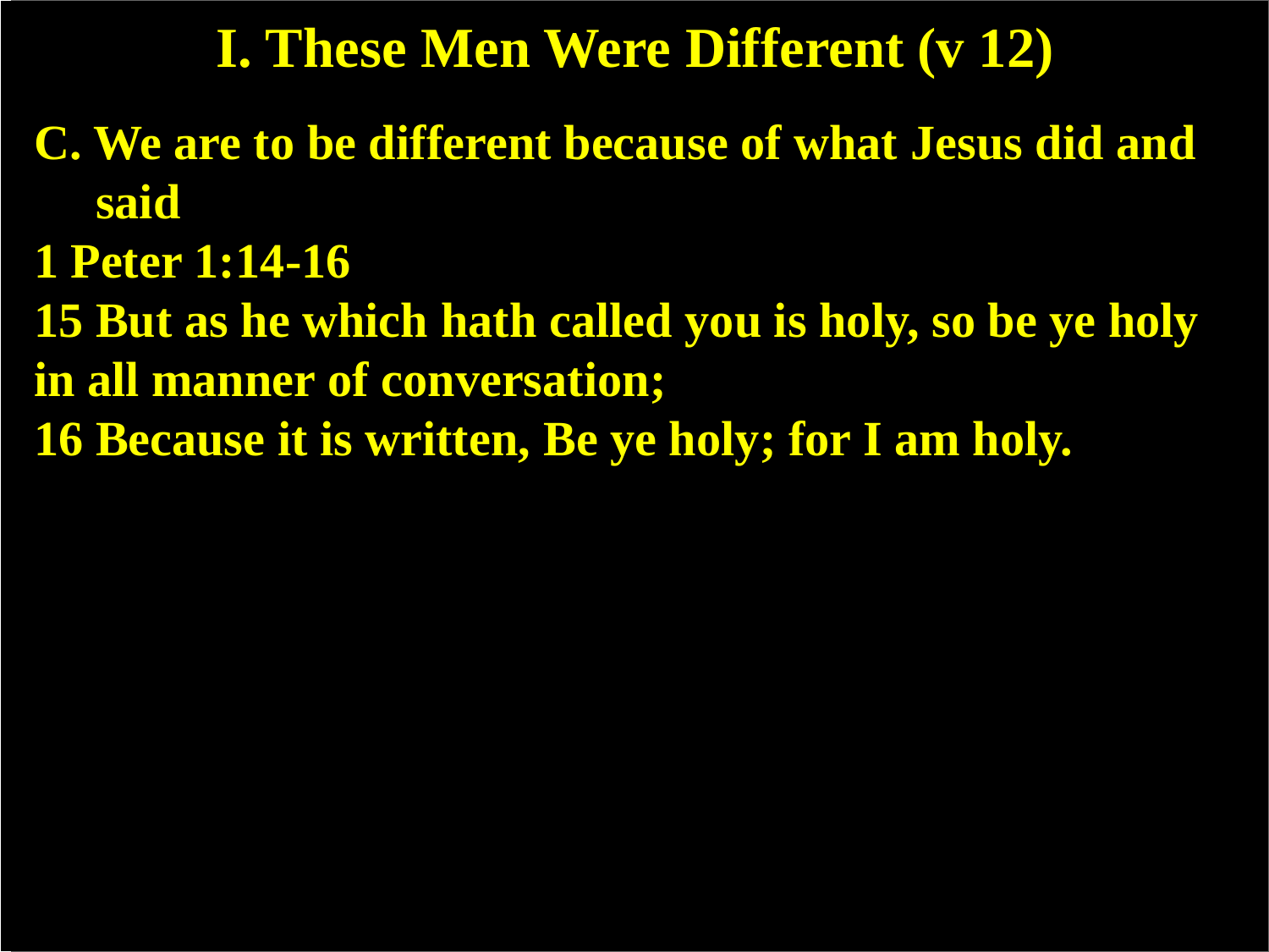# I. These Men Were Different (v 12)

C. We are to be different because of what Jesus did and said

1 Peter 1:14-16

15 But as he which hath called you is holy, so be ye holy in all manner of conversation;

16 Because it is written, Be ye holy; for I am holy.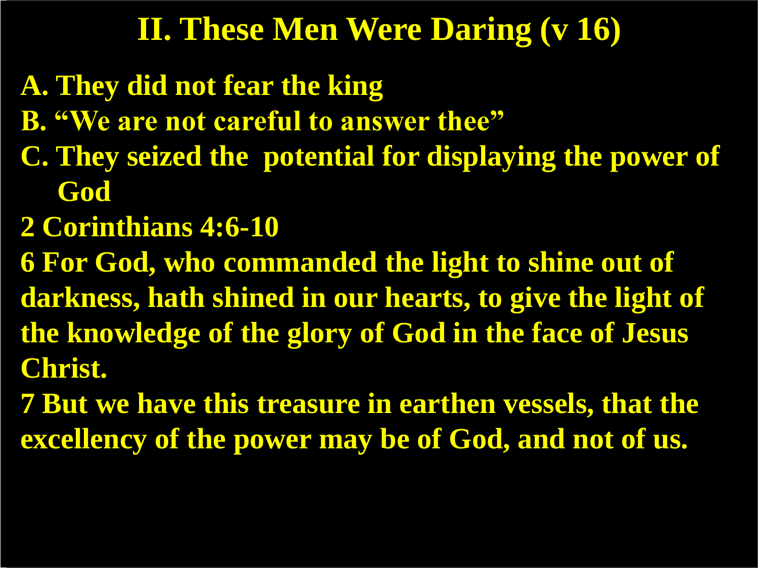# II. These Men Were Daring (v 16)

**A. They did not fear the king**

**B. "We are not careful to answer thee"**

**C. They seized the potential for displaying the power of God**

**2 Corinthians 4:6-10**

**6 For God, who commanded the light to shine out of darkness, hath shined in our hearts, to give the light of the knowledge of the glory of God in the face of Jesus Christ.**

**7 But we have this treasure in earthen vessels, that the excellency of the power may be of God, and not of us.**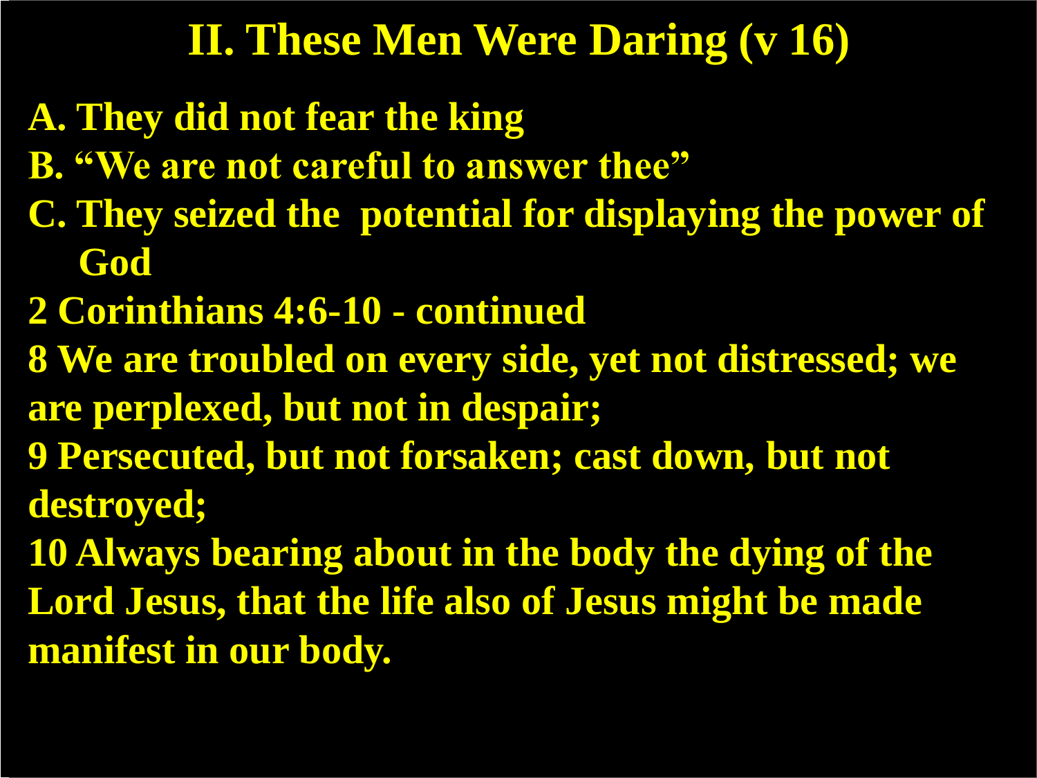# II. These Men Were Daring (v 16)

A. They did not fear the king

B. "We are not careful to answer thee"

C. They seized the potential for displaying the power of God

2 Corinthians 4:6-10 - continued

8 We are troubled on every side, yet not distressed; we are perplexed, but not in despair;

9 Persecuted, but not forsaken; cast down, but not destroyed;

10 Always bearing about in the body the dying of the Lord Jesus, that the life also of Jesus might be made manifest in our body.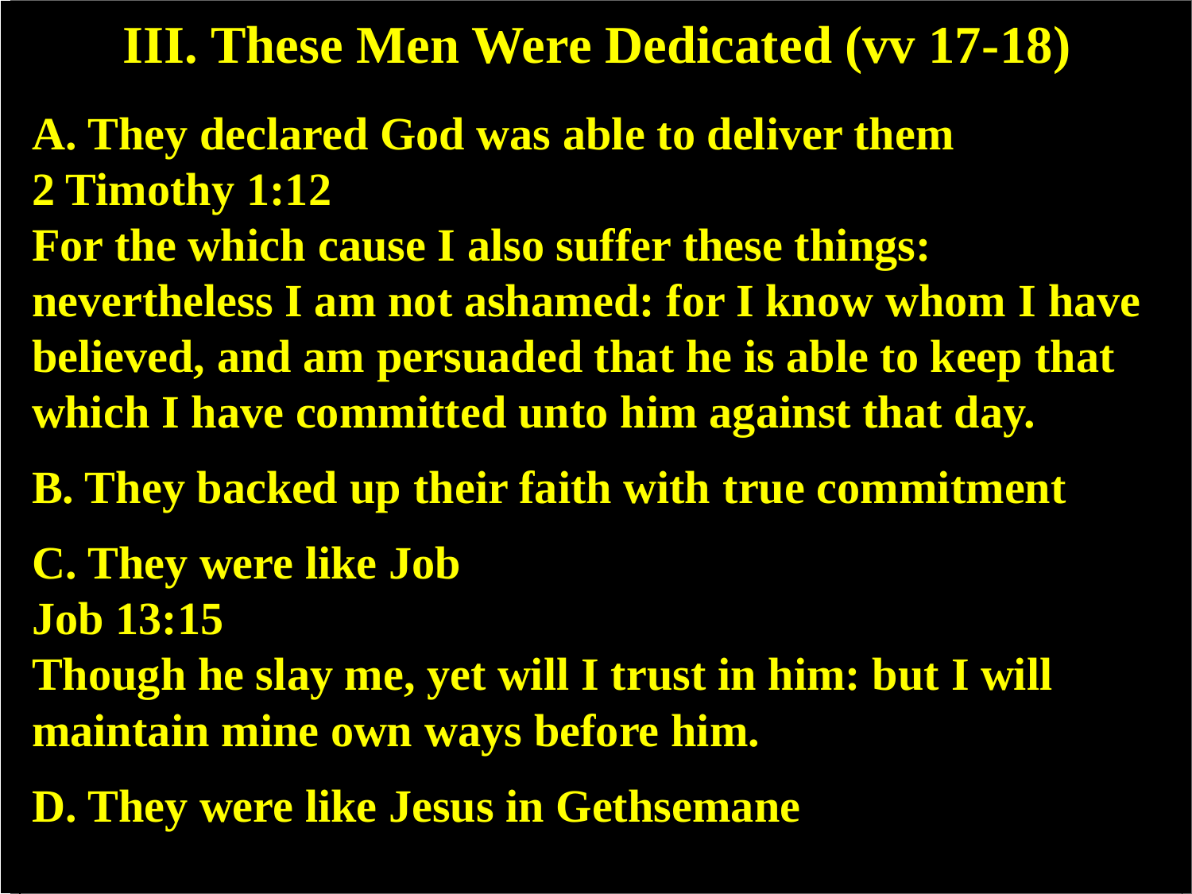# III. These Men Were Dedicated (vv 17-18)

**A. They declared God was able to deliver them**

**2 Timothy 1:12**

**For the which cause I also suffer these things: nevertheless I am not ashamed: for I know whom I have believed, and am persuaded that he is able to keep that which I have committed unto him against that day.**

**B. They backed up their faith with true commitment**

**C. They were like Job**

**Job 13:15**

**Though he slay me, yet will I trust in him: but I will maintain mine own ways before him.**

**D. They were like Jesus in Gethsemane**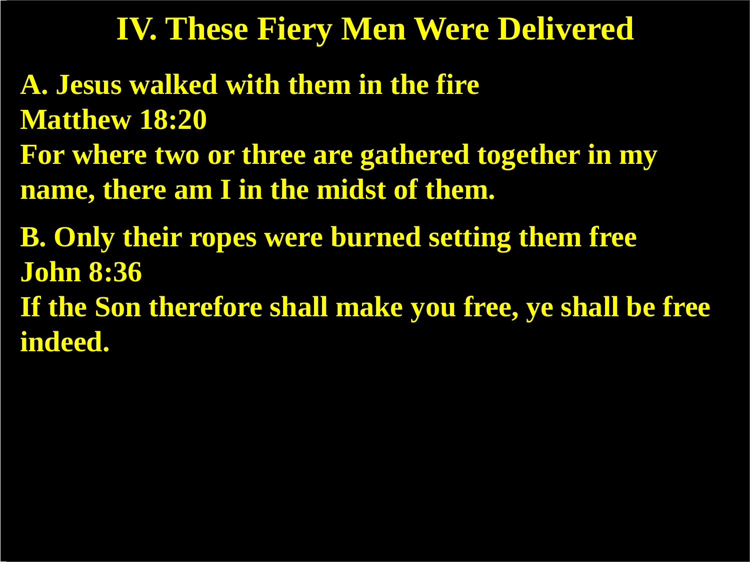# IV. These Fiery Men Were Delivered

**A. Jesus walked with them in the fire**
**Matthew 18:20**
**For where two or three are gathered together in my name, there am I in the midst of them.**

**B. Only their ropes were burned setting them free**
**John 8:36**
**If the Son therefore shall make you free, ye shall be free indeed.**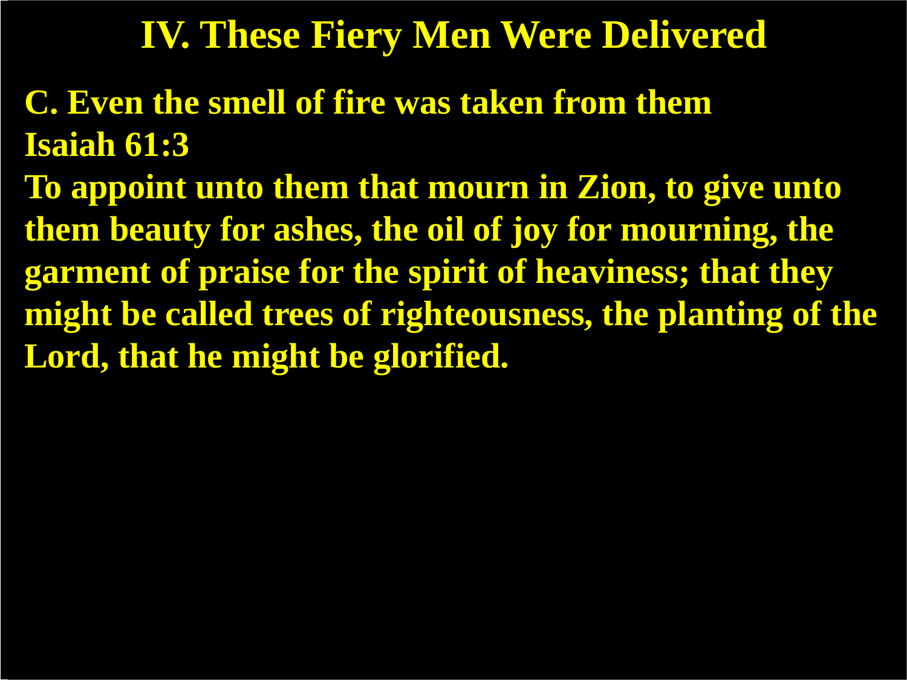# IV. These Fiery Men Were Delivered

**C. Even the smell of fire was taken from them**

**Isaiah 61:3**

**To appoint unto them that mourn in Zion, to give unto them beauty for ashes, the oil of joy for mourning, the garment of praise for the spirit of heaviness; that they might be called trees of righteousness, the planting of the Lord, that he might be glorified.**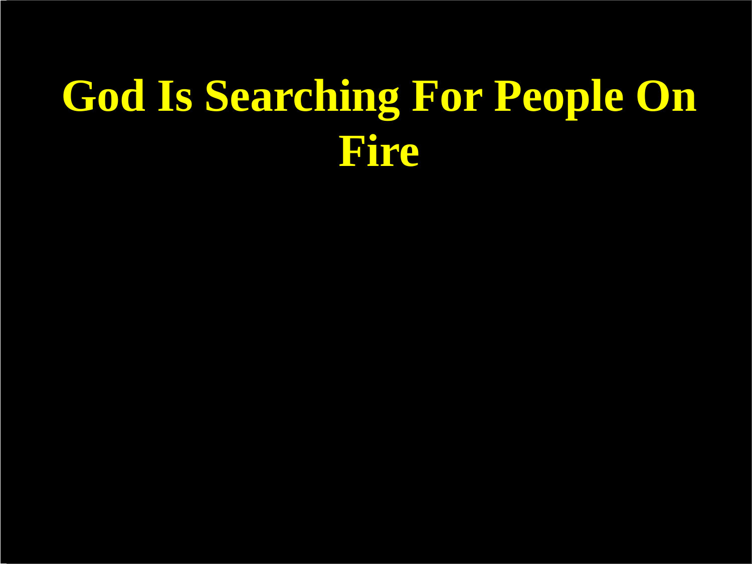# God Is Searching For People On Fire